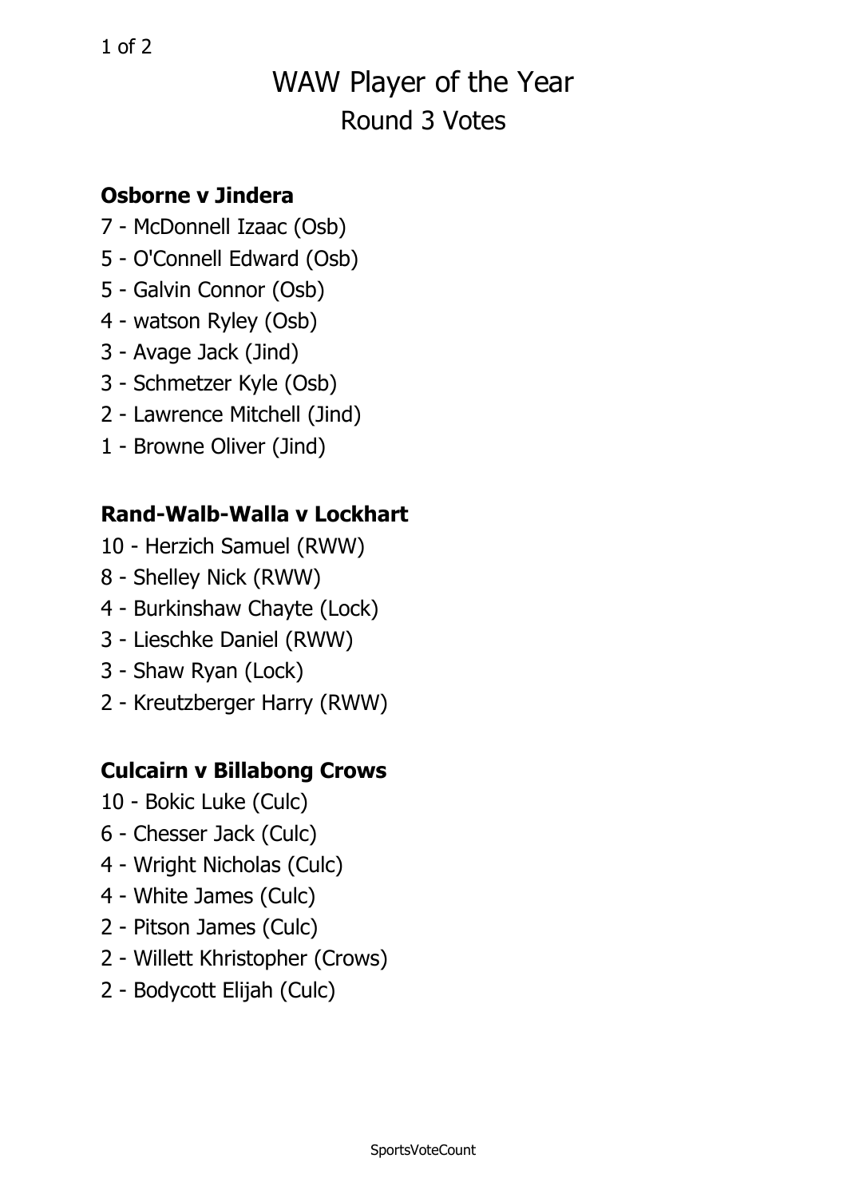# WAW Player of the Year

## Round 3 Votes

**Osborne v Jindera**

7 - McDonnell Izaac (Osb)
5 - O'Connell Edward (Osb)
5 - Galvin Connor (Osb)
4 - watson Ryley (Osb)
3 - Avage Jack (Jind)
3 - Schmetzer Kyle (Osb)
2 - Lawrence Mitchell (Jind)
1 - Browne Oliver (Jind)

**Rand-Walb-Walla v Lockhart**

10 - Herzich Samuel (RWW)
8 - Shelley Nick (RWW)
4 - Burkinshaw Chayte (Lock)
3 - Lieschke Daniel (RWW)
3 - Shaw Ryan (Lock)
2 - Kreutzberger Harry (RWW)

**Culcairn v Billabong Crows**

10 - Bokic Luke (Culc)
6 - Chesser Jack (Culc)
4 - Wright Nicholas (Culc)
4 - White James (Culc)
2 - Pitson James (Culc)
2 - Willett Khristopher (Crows)
2 - Bodycott Elijah (Culc)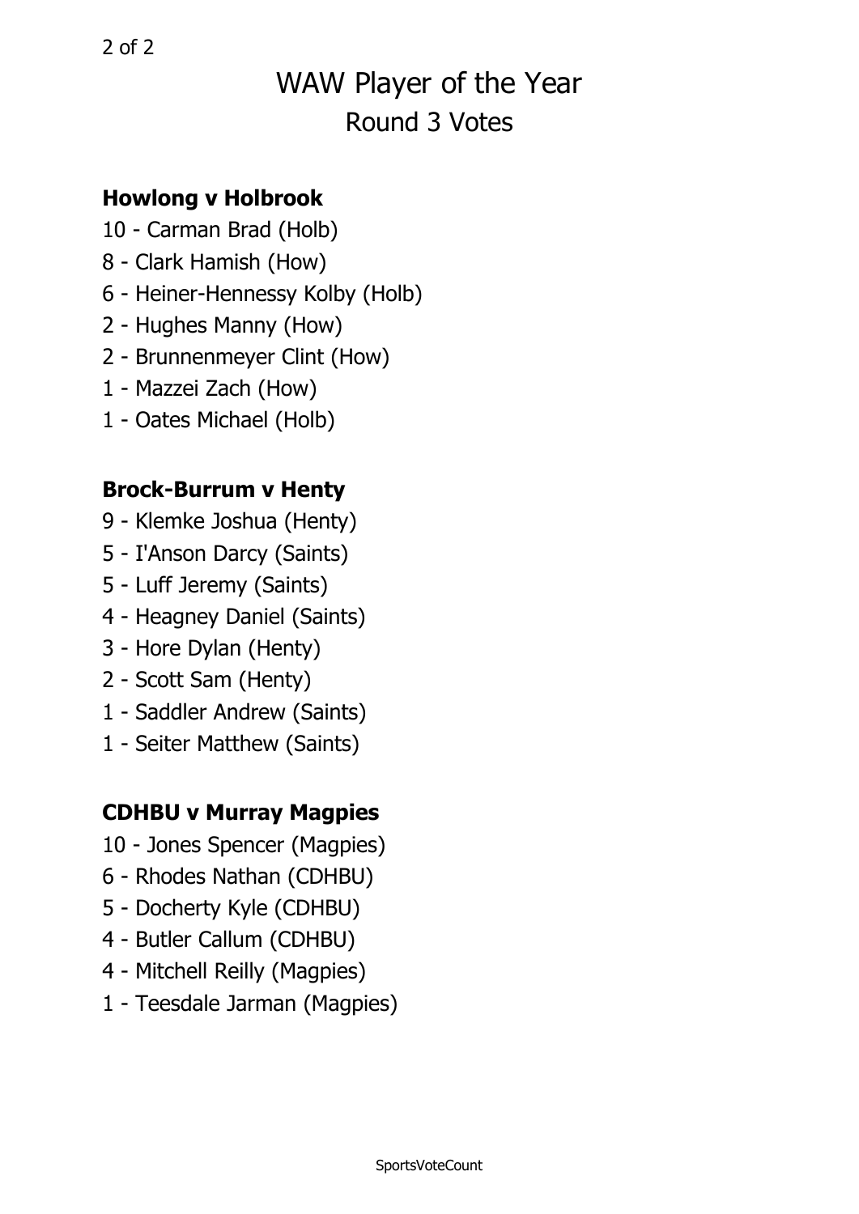# WAW Player of the Year

## Round 3 Votes

### Howlong v Holbrook

10 - Carman Brad (Holb)
8 - Clark Hamish (How)
6 - Heiner-Hennessy Kolby (Holb)
2 - Hughes Manny (How)
2 - Brunnenmeyer Clint (How)
1 - Mazzei Zach (How)
1 - Oates Michael (Holb)

### Brock-Burrum v Henty

9 - Klemke Joshua (Henty)
5 - I'Anson Darcy (Saints)
5 - Luff Jeremy (Saints)
4 - Heagney Daniel (Saints)
3 - Hore Dylan (Henty)
2 - Scott Sam (Henty)
1 - Saddler Andrew (Saints)
1 - Seiter Matthew (Saints)

### CDHBU v Murray Magpies

10 - Jones Spencer (Magpies)
6 - Rhodes Nathan (CDHBU)
5 - Docherty Kyle (CDHBU)
4 - Butler Callum (CDHBU)
4 - Mitchell Reilly (Magpies)
1 - Teesdale Jarman (Magpies)

SportsVoteCount